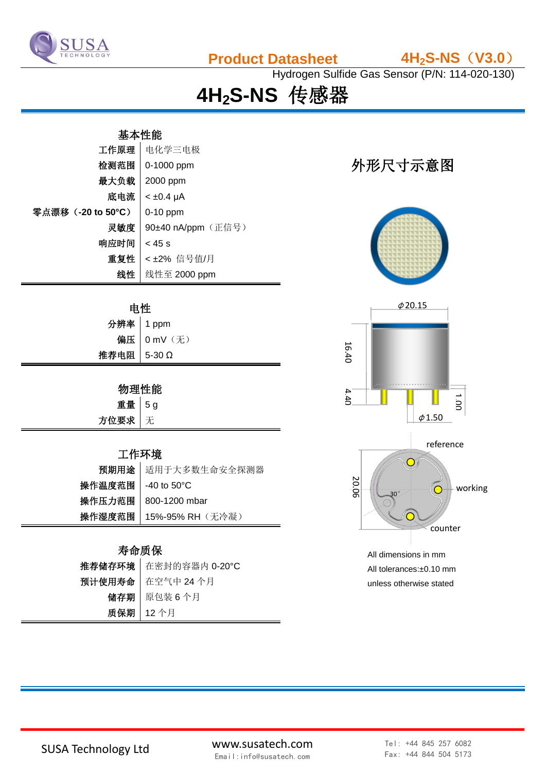**Product Datasheet** **$4H_2S$-NS（V3.0）**

Hydrogen Sulfide Gas Sensor (P/N: 114-020-130)

# $4H_2S$-NS 传感器

## 基本性能

| | |
|---|---|
| 工作原理 | 电化学三电极 |
| 检测范围 | 0-1000 ppm |
| 最大负载 | 2000 ppm |
| 底电流 | < ±0.4 μA |
| 零点漂移（-20 to 50°C） | 0-10 ppm |
| 灵敏度 | 90±40 nA/ppm（正信号） |
| 响应时间 | < 45 s |
| 重复性 | < ±2% 信号值/月 |
| 线性 | 线性至 2000 ppm |

## 电性

| | |
|---|---|
| 分辨率 | 1 ppm |
| 偏压 | 0 mV（无） |
| 推荐电阻 | 5-30 Ω |

## 物理性能

| | |
|---|---|
| 重量 | 5 g |
| 方位要求 | 无 |

## 工作环境

| | |
|---|---|
| 预期用途 | 适用于大多数生命安全探测器 |
| 操作温度范围 | -40 to 50°C |
| 操作压力范围 | 800-1200 mbar |
| 操作湿度范围 | 15%-95% RH（无冷凝） |

## 寿命质保

| | |
|---|---|
| 推荐储存环境 | 在密封的容器内 0-20°C |
| 预计使用寿命 | 在空气中 24 个月 |
| 储存期 | 原包装 6 个月 |
| 质保期 | 12 个月 |

## 外形尺寸示意图

ϕ20.15　16.40　4.40　1.00　ϕ1.50

reference　working　counter　20.06　30°

All dimensions in mm

All tolerances:±0.10 mm

unless otherwise stated

SUSA Technology Ltd　www.susatech.com　Email:info@susatech.com　Tel: +44 845 257 6082　Fax: +44 844 504 5173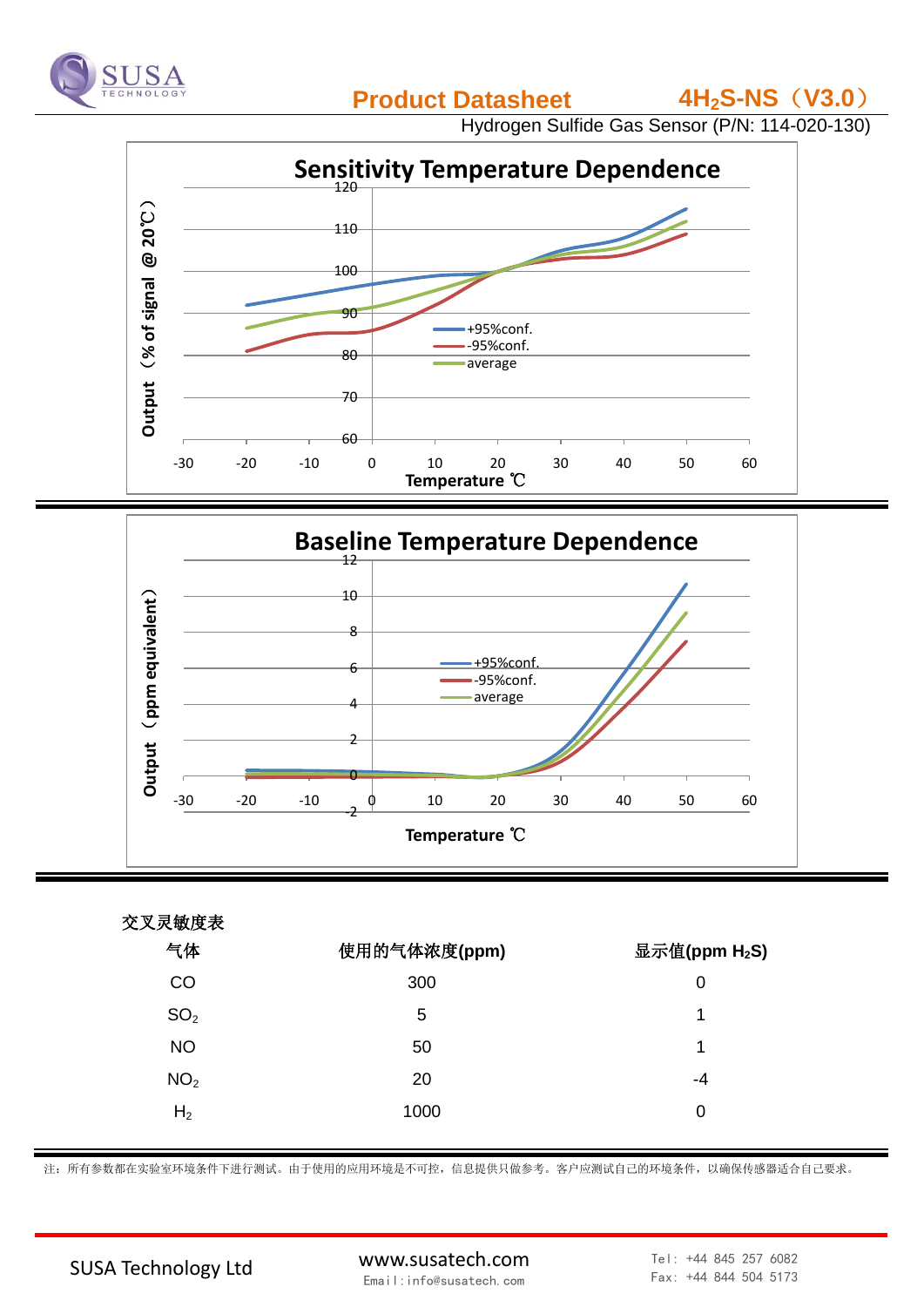Sensitivity Temperature Dependence

Output （% of signal @ 20℃）

120
110
100
90
80
70
60

-30 -20 -10 0 10 20 30 40 50 60

Temperature ℃

+95%conf.
-95%conf.
average

Baseline Temperature Dependence

Output （ppm equivalent）

12
10
8
6
4
2
0
-2

-30 -20 -10 0 10 20 30 40 50 60

Temperature ℃

+95%conf.
-95%conf.
average

**交叉灵敏度表**

| 气体 | 使用的气体浓度(ppm) | 显示值(ppm $H_2S$) |
|---|---|---|
| CO | 300 | 0 |
| $SO_2$ | 5 | 1 |
| NO | 50 | 1 |
| $NO_2$ | 20 | -4 |
| $H_2$ | 1000 | 0 |

注：所有参数都在实验室环境条件下进行测试。由于使用的应用环境是不可控，信息提供只做参考。客户应测试自己的环境条件，以确保传感器适合自己要求。